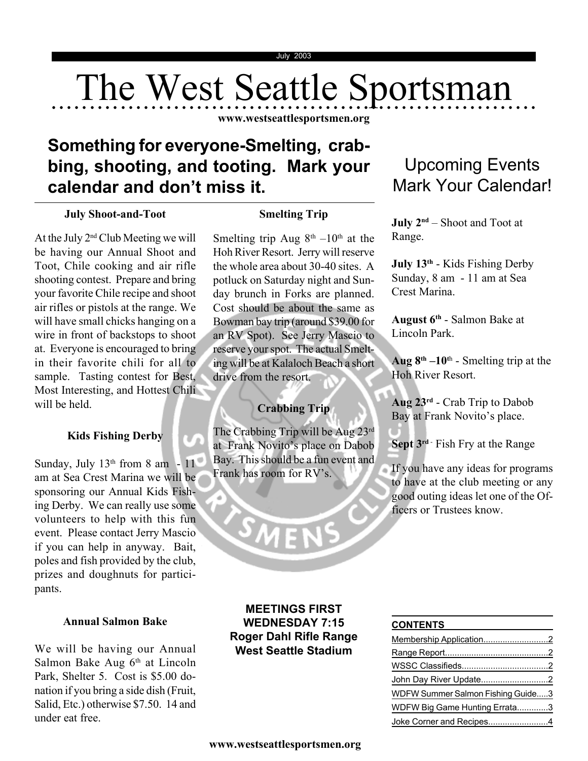July 2003

# The West Seattle Sportsman

www.westseattlesportsmen.org

## Something for everyone-Smelting, crabbing, shooting, and tooting. Mark your calendar and don't miss it.

### July Shoot-and-Toot

At the July 2nd Club Meeting we will be having our Annual Shoot and Toot, Chile cooking and air rifle shooting contest. Prepare and bring your favorite Chile recipe and shoot air rifles or pistols at the range. We will have small chicks hanging on a wire in front of backstops to shoot at. Everyone is encouraged to bring in their favorite chili for all to sample. Tasting contest for Best, Most Interesting, and Hottest Chili will be held.

### Kids Fishing Derby

Sunday, July 13th from 8 am - 11 am at Sea Crest Marina we will be sponsoring our Annual Kids Fishing Derby. We can really use some volunteers to help with this fun event. Please contact Jerry Mascio if you can help in anyway. Bait, poles and fish provided by the club, prizes and doughnuts for participants.

### Annual Salmon Bake

We will be having our Annual Salmon Bake Aug 6th at Lincoln Park, Shelter 5. Cost is $5.00 donation if you bring a side dish (Fruit, Salid, Etc.) otherwise $7.50. 14 and under eat free.

### Smelting Trip

Smelting trip Aug 8th –10th at the Hoh River Resort. Jerry will reserve the whole area about 30-40 sites. A potluck on Saturday night and Sunday brunch in Forks are planned. Cost should be about the same as Bowman bay trip (around $39.00 for an RV Spot). See Jerry Mascio to reserve your spot. The actual Smelting will be at Kalaloch Beach a short drive from the resort.

### Crabbing Trip

The Crabbing Trip will be Aug 23rd at Frank Novito's place on Dabob Bay. This should be a fun event and Frank has room for RV's.

**MEETINGS FIRST WEDNESDAY 7:15**
**Roger Dahl Rifle Range**
**West Seattle Stadium**

## Upcoming Events Mark Your Calendar!

**July 2nd** – Shoot and Toot at Range.

**July 13th** - Kids Fishing Derby Sunday, 8 am - 11 am at Sea Crest Marina.

**August 6th** - Salmon Bake at Lincoln Park.

**Aug 8th –10th** - Smelting trip at the Hoh River Resort.

**Aug 23rd** - Crab Trip to Dabob Bay at Frank Novito's place.

**Sept 3rd** - Fish Fry at the Range

If you have any ideas for programs to have at the club meeting or any good outing ideas let one of the Officers or Trustees know.

**CONTENTS**

- Membership Application....2
- Range Report....2
- WSSC Classifieds....2
- John Day River Update....2
- WDFW Summer Salmon Fishing Guide....3
- WDFW Big Game Hunting Errata....3
- Joke Corner and Recipes....4

www.westseattlesportsmen.org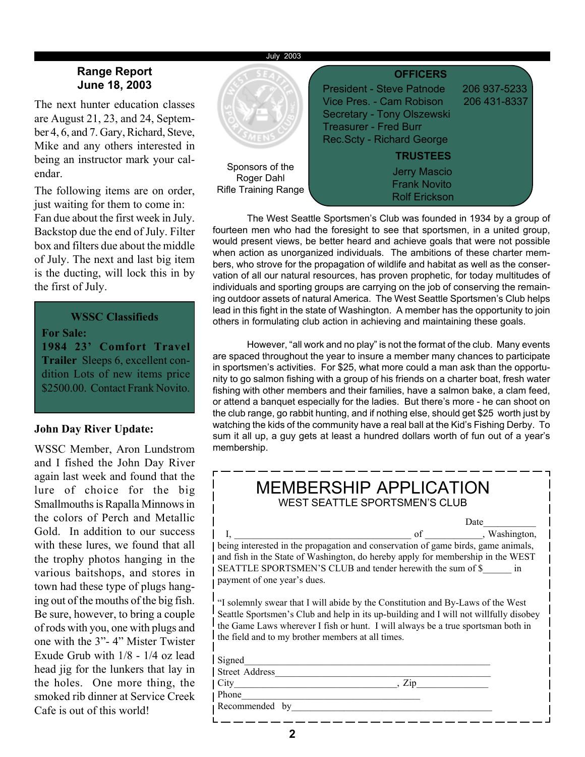## Range Report
## June 18, 2003

The next hunter education classes are August 21, 23, and 24, September 4, 6, and 7. Gary, Richard, Steve, Mike and any others interested in being an instructor mark your calendar.

The following items are on order, just waiting for them to come in: Fan due about the first week in July. Backstop due the end of July. Filter box and filters due about the middle of July. The next and last big item is the ducting, will lock this in by the first of July.

### WSSC Classifieds

**For Sale:**
**1984 23' Comfort Travel Trailer** Sleeps 6, excellent condition Lots of new items price $2500.00. Contact Frank Novito.

**John Day River Update:**

WSSC Member, Aron Lundstrom and I fished the John Day River again last week and found that the lure of choice for the big Smallmouths is Rapalla Minnows in the colors of Perch and Metallic Gold. In addition to our success with these lures, we found that all the trophy photos hanging in the various baitshops, and stores in town had these type of plugs hanging out of the mouths of the big fish. Be sure, however, to bring a couple of rods with you, one with plugs and one with the 3"- 4" Mister Twister Exude Grub with 1/8 - 1/4 oz lead head jig for the lunkers that lay in the holes. One more thing, the smoked rib dinner at Service Creek Cafe is out of this world!

Sponsors of the Roger Dahl Rifle Training Range

### OFFICERS

President - Steve Patnode 206 937-5233
Vice Pres. - Cam Robison 206 431-8337
Secretary - Tony Olszewski
Treasurer - Fred Burr
Rec.Scty - Richard George

### TRUSTEES

Jerry Mascio
Frank Novito
Rolf Erickson

The West Seattle Sportsmen's Club was founded in 1934 by a group of fourteen men who had the foresight to see that sportsmen, in a united group, would present views, be better heard and achieve goals that were not possible when action as unorganized individuals. The ambitions of these charter members, who strove for the propagation of wildlife and habitat as well as the conservation of all our natural resources, has proven prophetic, for today multitudes of individuals and sporting groups are carrying on the job of conserving the remaining outdoor assets of natural America. The West Seattle Sportsmen's Club helps lead in this fight in the state of Washington. A member has the opportunity to join others in formulating club action in achieving and maintaining these goals.

However, "all work and no play" is not the format of the club. Many events are spaced throughout the year to insure a member many chances to participate in sportsmen's activities. For $25, what more could a man ask than the opportunity to go salmon fishing with a group of his friends on a charter boat, fresh water fishing with other members and their families, have a salmon bake, a clam feed, or attend a banquet especially for the ladies. But there's more - he can shoot on the club range, go rabbit hunting, and if nothing else, should get $25 worth just by watching the kids of the community have a real ball at the Kid's Fishing Derby. To sum it all up, a guy gets at least a hundred dollars worth of fun out of a year's membership.

## MEMBERSHIP APPLICATION
WEST SEATTLE SPORTSMEN'S CLUB

Date___________

I, ____________________________________ of ___________, Washington, being interested in the propagation and conservation of game birds, game animals, and fish in the State of Washington, do hereby apply for membership in the WEST SEATTLE SPORTSMEN'S CLUB and tender herewith the sum of $______ in payment of one year's dues.

"I solemnly swear that I will abide by the Constitution and By-Laws of the West Seattle Sportsmen's Club and help in its up-building and I will not willfully disobey the Game Laws wherever I fish or hunt. I will always be a true sportsman both in the field and to my brother members at all times.

Signed_______________________________________________

Street Address_________________________________________

City_________________________________, Zip_______________

Phone________________________________________

Recommended by___________________________________________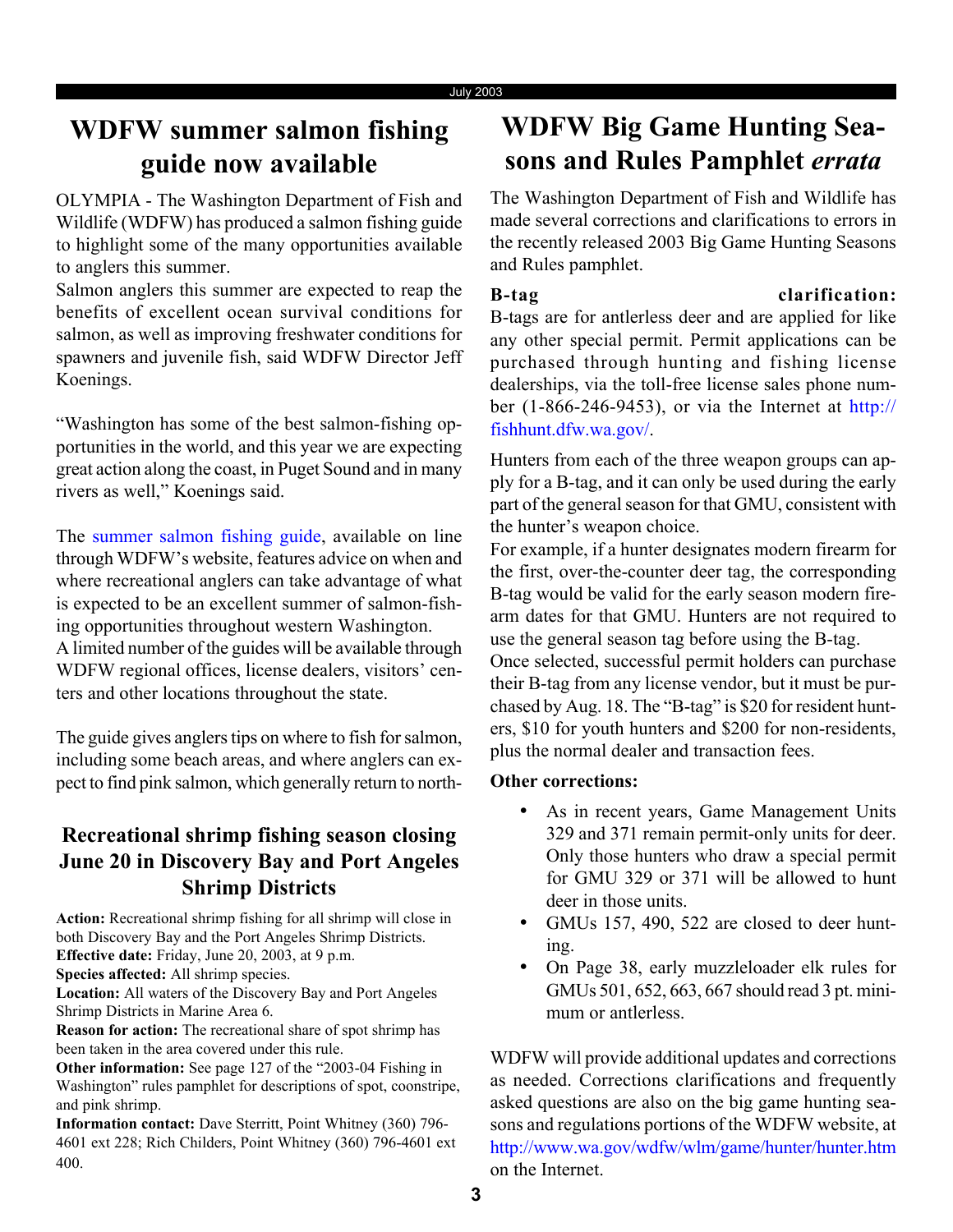# WDFW summer salmon fishing guide now available

OLYMPIA - The Washington Department of Fish and Wildlife (WDFW) has produced a salmon fishing guide to highlight some of the many opportunities available to anglers this summer.

Salmon anglers this summer are expected to reap the benefits of excellent ocean survival conditions for salmon, as well as improving freshwater conditions for spawners and juvenile fish, said WDFW Director Jeff Koenings.

"Washington has some of the best salmon-fishing opportunities in the world, and this year we are expecting great action along the coast, in Puget Sound and in many rivers as well," Koenings said.

The summer salmon fishing guide, available on line through WDFW's website, features advice on when and where recreational anglers can take advantage of what is expected to be an excellent summer of salmon-fishing opportunities throughout western Washington.

A limited number of the guides will be available through WDFW regional offices, license dealers, visitors' centers and other locations throughout the state.

The guide gives anglers tips on where to fish for salmon, including some beach areas, and where anglers can expect to find pink salmon, which generally return to north-

## Recreational shrimp fishing season closing June 20 in Discovery Bay and Port Angeles Shrimp Districts

**Action:** Recreational shrimp fishing for all shrimp will close in both Discovery Bay and the Port Angeles Shrimp Districts.

**Effective date:** Friday, June 20, 2003, at 9 p.m.

**Species affected:** All shrimp species.

**Location:** All waters of the Discovery Bay and Port Angeles Shrimp Districts in Marine Area 6.

**Reason for action:** The recreational share of spot shrimp has been taken in the area covered under this rule.

**Other information:** See page 127 of the "2003-04 Fishing in Washington" rules pamphlet for descriptions of spot, coonstripe, and pink shrimp.

**Information contact:** Dave Sterritt, Point Whitney (360) 796-4601 ext 228; Rich Childers, Point Whitney (360) 796-4601 ext 400.

# WDFW Big Game Hunting Seasons and Rules Pamphlet *errata*

The Washington Department of Fish and Wildlife has made several corrections and clarifications to errors in the recently released 2003 Big Game Hunting Seasons and Rules pamphlet.

**B-tag clarification:**
B-tags are for antlerless deer and are applied for like any other special permit. Permit applications can be purchased through hunting and fishing license dealerships, via the toll-free license sales phone number (1-866-246-9453), or via the Internet at http://fishhunt.dfw.wa.gov/.

Hunters from each of the three weapon groups can apply for a B-tag, and it can only be used during the early part of the general season for that GMU, consistent with the hunter's weapon choice.

For example, if a hunter designates modern firearm for the first, over-the-counter deer tag, the corresponding B-tag would be valid for the early season modern firearm dates for that GMU. Hunters are not required to use the general season tag before using the B-tag.

Once selected, successful permit holders can purchase their B-tag from any license vendor, but it must be purchased by Aug. 18. The "B-tag" is $20 for resident hunters, $10 for youth hunters and $200 for non-residents, plus the normal dealer and transaction fees.

**Other corrections:**

- As in recent years, Game Management Units 329 and 371 remain permit-only units for deer. Only those hunters who draw a special permit for GMU 329 or 371 will be allowed to hunt deer in those units.
- GMUs 157, 490, 522 are closed to deer hunting.
- On Page 38, early muzzleloader elk rules for GMUs 501, 652, 663, 667 should read 3 pt. minimum or antlerless.

WDFW will provide additional updates and corrections as needed. Corrections clarifications and frequently asked questions are also on the big game hunting seasons and regulations portions of the WDFW website, at http://www.wa.gov/wdfw/wlm/game/hunter/hunter.htm on the Internet.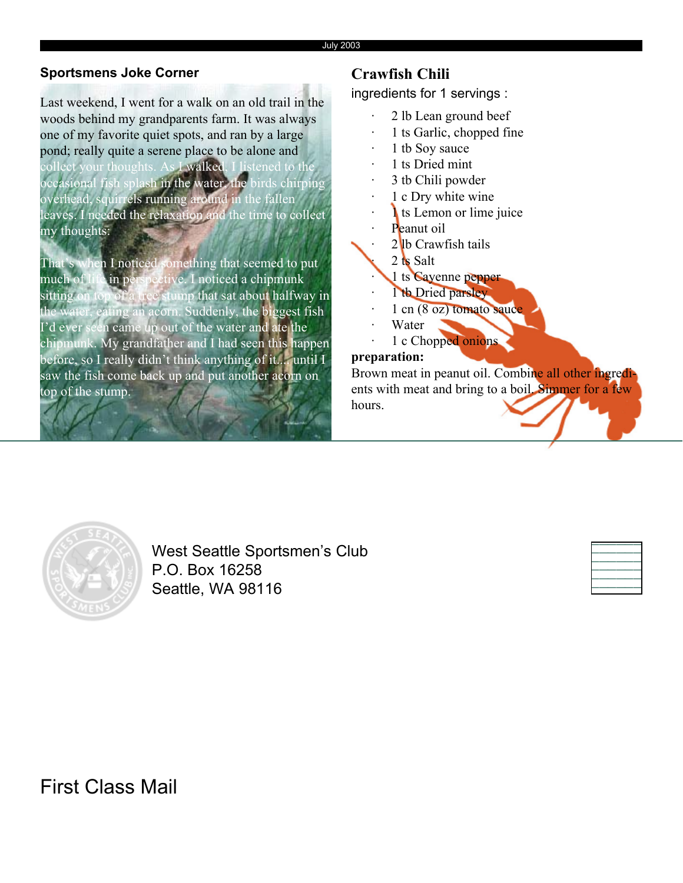## Sportsmens Joke Corner

Last weekend, I went for a walk on an old trail in the woods behind my grandparents farm. It was always one of my favorite quiet spots, and ran by a large pond; really quite a serene place to be alone and collect your thoughts. As I walked, I listened to the occasional fish splash in the water, the birds chirping overhead, squirrels running around in the fallen leaves. I needed the relaxation and the time to collect my thoughts.

That's when I noticed something that seemed to put much of life in perspective. I noticed a chipmunk sitting on top of a tree stump that sat about halfway in the water, eating an acorn. Suddenly, the biggest fish I'd ever seen came up out of the water and ate the chipmunk. My grandfather and I had seen this happen before, so I really didn't think anything of it.... until I saw the fish come back up and put another acorn on top of the stump.

## Crawfish Chili

ingredients for 1 servings :

- 2 lb Lean ground beef
- 1 ts Garlic, chopped fine
- 1 tb Soy sauce
- 1 ts Dried mint
- 3 tb Chili powder
- 1 c Dry white wine
- 1 ts Lemon or lime juice
- Peanut oil
- 2 lb Crawfish tails
- 2 ts Salt
- 1 ts Cayenne pepper
- 1 tb Dried parsley
- 1 cn (8 oz) tomato sauce
- Water
- 1 c Chopped onions

**preparation:**

Brown meat in peanut oil. Combine all other ingredients with meat and bring to a boil. Simmer for a few hours.

West Seattle Sportsmen's Club
P.O. Box 16258
Seattle, WA 98116

First Class Mail